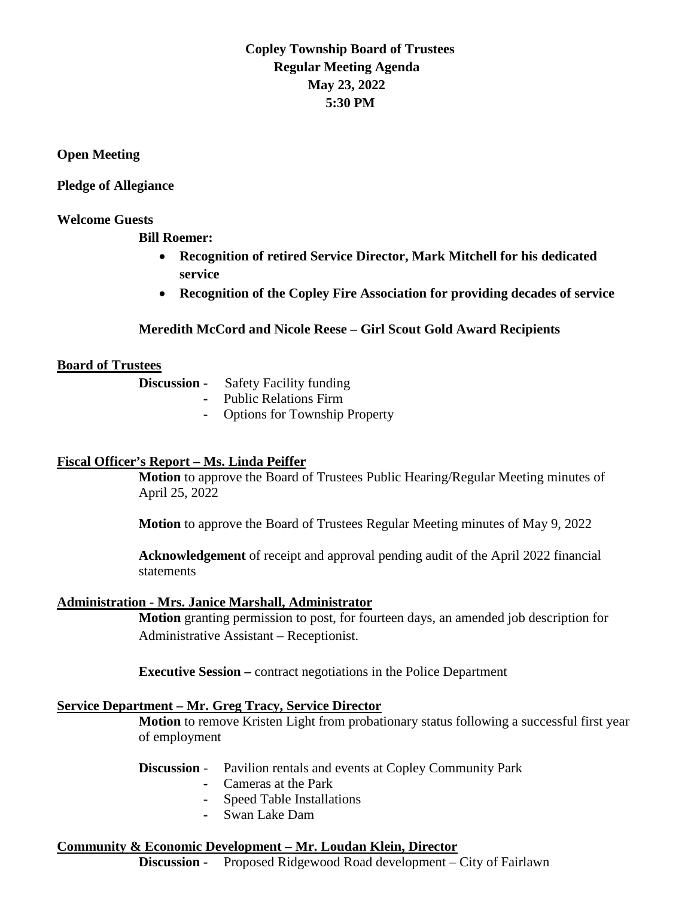# Copley Township Board of Trustees
## Regular Meeting Agenda
## May 23, 2022
## 5:30 PM

**Open Meeting**

**Pledge of Allegiance**

**Welcome Guests**

**Bill Roemer:**

- **Recognition of retired Service Director, Mark Mitchell for his dedicated service**
- **Recognition of the Copley Fire Association for providing decades of service**

**Meredith McCord and Nicole Reese – Girl Scout Gold Award Recipients**

**Board of Trustees**

**Discussion -** Safety Facility funding
- Public Relations Firm
- Options for Township Property

**Fiscal Officer's Report – Ms. Linda Peiffer**

**Motion** to approve the Board of Trustees Public Hearing/Regular Meeting minutes of April 25, 2022

**Motion** to approve the Board of Trustees Regular Meeting minutes of May 9, 2022

**Acknowledgement** of receipt and approval pending audit of the April 2022 financial statements

**Administration - Mrs. Janice Marshall, Administrator**

**Motion** granting permission to post, for fourteen days, an amended job description for Administrative Assistant – Receptionist.

**Executive Session –** contract negotiations in the Police Department

**Service Department – Mr. Greg Tracy, Service Director**

**Motion** to remove Kristen Light from probationary status following a successful first year of employment

**Discussion** - Pavilion rentals and events at Copley Community Park
- Cameras at the Park
- Speed Table Installations
- Swan Lake Dam

**Community & Economic Development – Mr. Loudan Klein, Director**

**Discussion -** Proposed Ridgewood Road development – City of Fairlawn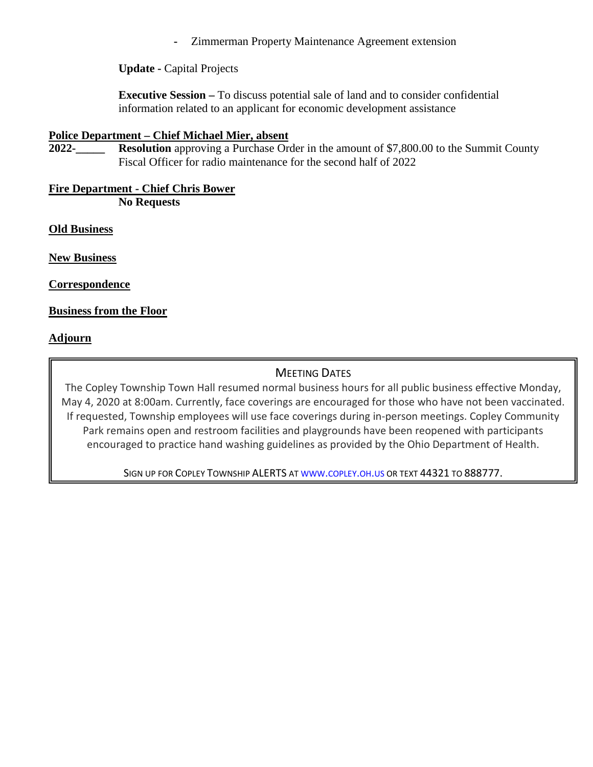- Zimmerman Property Maintenance Agreement extension

**Update -** Capital Projects

**Executive Session –** To discuss potential sale of land and to consider confidential information related to an applicant for economic development assistance

**Police Department – Chief Michael Mier, absent**

**2022-_____** **Resolution** approving a Purchase Order in the amount of $7,800.00 to the Summit County Fiscal Officer for radio maintenance for the second half of 2022

**Fire Department - Chief Chris Bower**

**No Requests**

**Old Business**

**New Business**

**Correspondence**

**Business from the Floor**

**Adjourn**

MEETING DATES

The Copley Township Town Hall resumed normal business hours for all public business effective Monday, May 4, 2020 at 8:00am. Currently, face coverings are encouraged for those who have not been vaccinated. If requested, Township employees will use face coverings during in-person meetings. Copley Community Park remains open and restroom facilities and playgrounds have been reopened with participants encouraged to practice hand washing guidelines as provided by the Ohio Department of Health.

SIGN UP FOR COPLEY TOWNSHIP ALERTS AT WWW.COPLEY.OH.US OR TEXT 44321 TO 888777.